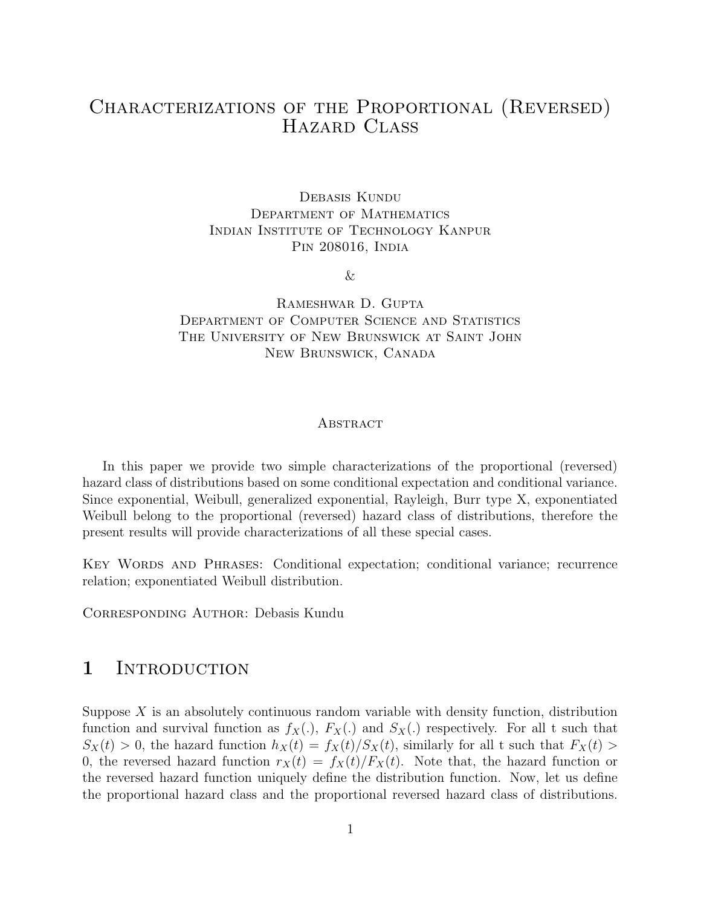# Characterizations of the Proportional (Reversed) Hazard Class

Debasis Kundu
Department of Mathematics
Indian Institute of Technology Kanpur
Pin 208016, India

&

Rameshwar D. Gupta
Department of Computer Science and Statistics
The University of New Brunswick at Saint John
New Brunswick, Canada

## Abstract

In this paper we provide two simple characterizations of the proportional (reversed) hazard class of distributions based on some conditional expectation and conditional variance. Since exponential, Weibull, generalized exponential, Rayleigh, Burr type X, exponentiated Weibull belong to the proportional (reversed) hazard class of distributions, therefore the present results will provide characterizations of all these special cases.

Key Words and Phrases: Conditional expectation; conditional variance; recurrence relation; exponentiated Weibull distribution.

Corresponding Author: Debasis Kundu

## 1 Introduction

Suppose $X$ is an absolutely continuous random variable with density function, distribution function and survival function as $f_X(.)$, $F_X(.)$ and $S_X(.)$ respectively. For all t such that $S_X(t) > 0$, the hazard function $h_X(t) = f_X(t)/S_X(t)$, similarly for all t such that $F_X(t) > 0$, the reversed hazard function $r_X(t) = f_X(t)/F_X(t)$. Note that, the hazard function or the reversed hazard function uniquely define the distribution function. Now, let us define the proportional hazard class and the proportional reversed hazard class of distributions.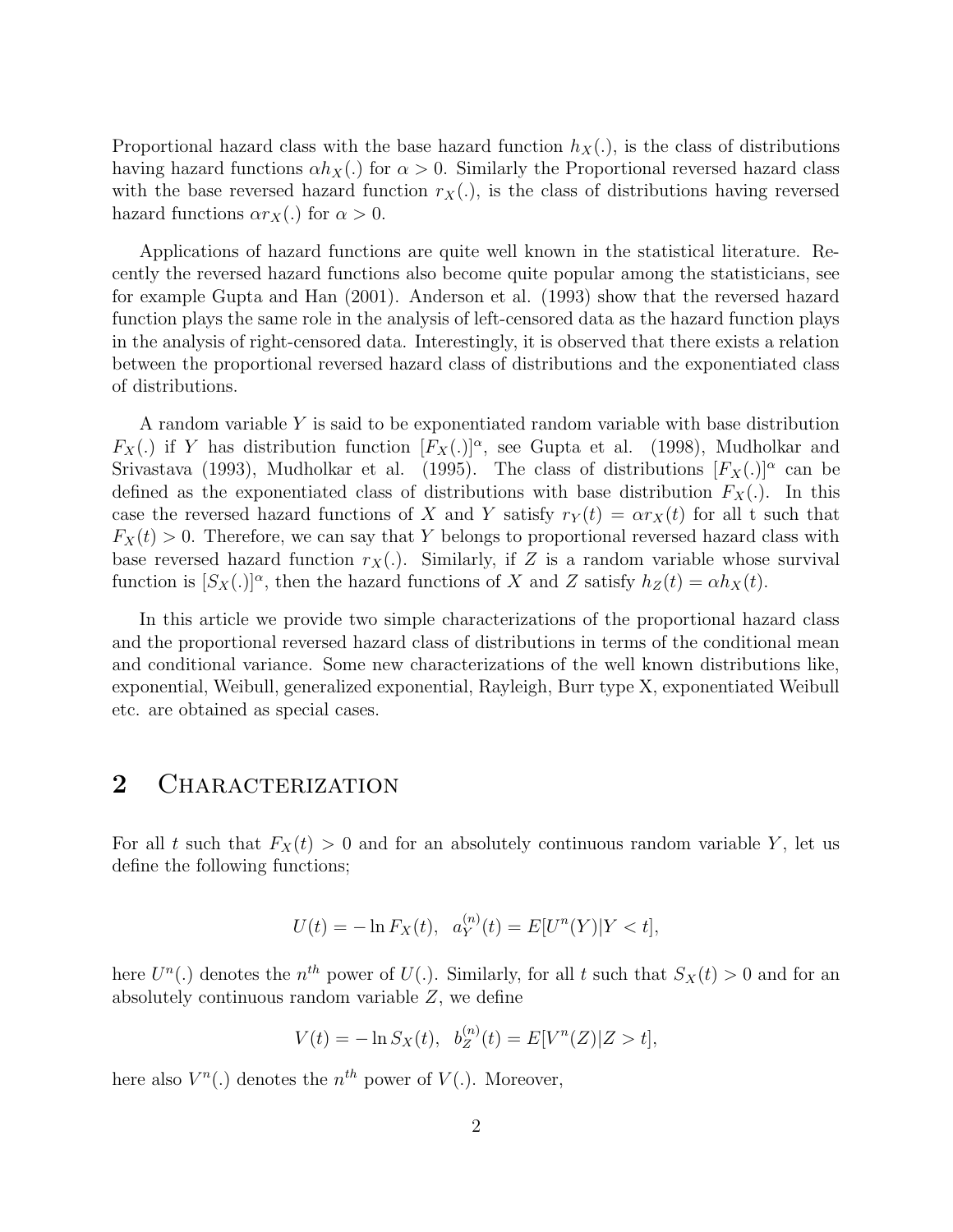Proportional hazard class with the base hazard function $h_X(.)$, is the class of distributions having hazard functions $\alpha h_X(.)$ for $\alpha > 0$. Similarly the Proportional reversed hazard class with the base reversed hazard function $r_X(.)$, is the class of distributions having reversed hazard functions $\alpha r_X(.)$ for $\alpha > 0$.

Applications of hazard functions are quite well known in the statistical literature. Recently the reversed hazard functions also become quite popular among the statisticians, see for example Gupta and Han (2001). Anderson et al. (1993) show that the reversed hazard function plays the same role in the analysis of left-censored data as the hazard function plays in the analysis of right-censored data. Interestingly, it is observed that there exists a relation between the proportional reversed hazard class of distributions and the exponentiated class of distributions.

A random variable $Y$ is said to be exponentiated random variable with base distribution $F_X(.)$ if $Y$ has distribution function $[F_X(.)]^\alpha$, see Gupta et al. (1998), Mudholkar and Srivastava (1993), Mudholkar et al. (1995). The class of distributions $[F_X(.)]^\alpha$ can be defined as the exponentiated class of distributions with base distribution $F_X(.)$. In this case the reversed hazard functions of $X$ and $Y$ satisfy $r_Y(t) = \alpha r_X(t)$ for all t such that $F_X(t) > 0$. Therefore, we can say that $Y$ belongs to proportional reversed hazard class with base reversed hazard function $r_X(.)$. Similarly, if $Z$ is a random variable whose survival function is $[S_X(.)]^\alpha$, then the hazard functions of $X$ and $Z$ satisfy $h_Z(t) = \alpha h_X(t)$.

In this article we provide two simple characterizations of the proportional hazard class and the proportional reversed hazard class of distributions in terms of the conditional mean and conditional variance. Some new characterizations of the well known distributions like, exponential, Weibull, generalized exponential, Rayleigh, Burr type X, exponentiated Weibull etc. are obtained as special cases.

## 2 Characterization

For all $t$ such that $F_X(t) > 0$ and for an absolutely continuous random variable $Y$, let us define the following functions;

$$U(t) = -\ln F_X(t), \quad a_Y^{(n)}(t) = E[U^n(Y)|Y < t],$$

here $U^n(.)$ denotes the $n^{th}$ power of $U(.)$. Similarly, for all $t$ such that $S_X(t) > 0$ and for an absolutely continuous random variable $Z$, we define

$$V(t) = -\ln S_X(t), \quad b_Z^{(n)}(t) = E[V^n(Z)|Z > t],$$

here also $V^n(.)$ denotes the $n^{th}$ power of $V(.)$. Moreover,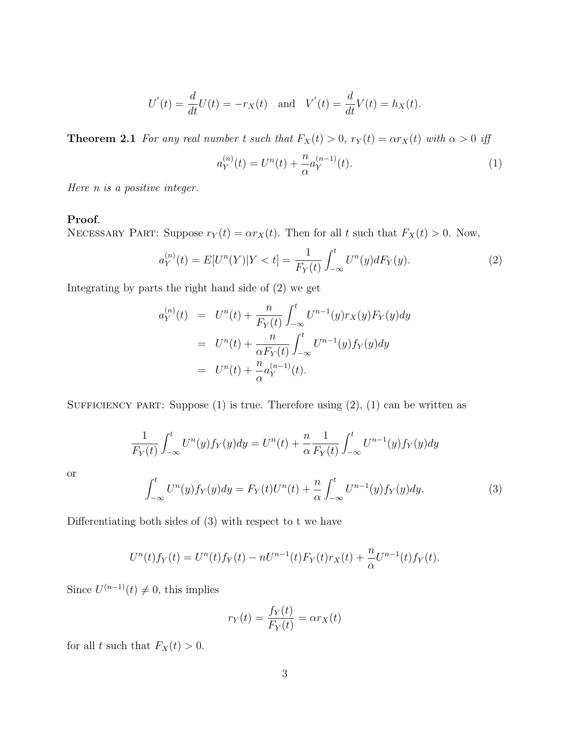$$U^{'}(t) = \frac{d}{dt}U(t) = -r_X(t) \quad \text{and} \quad V^{'}(t) = \frac{d}{dt}V(t) = h_X(t).$$

**Theorem 2.1** *For any real number $t$ such that $F_X(t) > 0$, $r_Y(t) = \alpha r_X(t)$ with $\alpha > 0$ iff*

$$a_Y^{(n)}(t) = U^n(t) + \frac{n}{\alpha} a_Y^{(n-1)}(t). \tag{1}$$

*Here $n$ is a positive integer.*

**Proof**.
NECESSARY PART: Suppose $r_Y(t) = \alpha r_X(t)$. Then for all $t$ such that $F_X(t) > 0$. Now,

$$a_Y^{(n)}(t) = E[U^n(Y)|Y < t] = \frac{1}{F_Y(t)} \int_{-\infty}^{t} U^n(y) dF_Y(y). \tag{2}$$

Integrating by parts the right hand side of (2) we get

$$\begin{aligned}
a_Y^{(n)}(t) &= U^n(t) + \frac{n}{F_Y(t)} \int_{-\infty}^{t} U^{n-1}(y) r_X(y) F_Y(y) dy \\
&= U^n(t) + \frac{n}{\alpha F_Y(t)} \int_{-\infty}^{t} U^{n-1}(y) f_Y(y) dy \\
&= U^n(t) + \frac{n}{\alpha} a_Y^{(n-1)}(t).
\end{aligned}$$

SUFFICIENCY PART: Suppose (1) is true. Therefore using (2), (1) can be written as

$$\frac{1}{F_Y(t)} \int_{-\infty}^{t} U^n(y) f_Y(y) dy = U^n(t) + \frac{n}{\alpha} \frac{1}{F_Y(t)} \int_{-\infty}^{t} U^{n-1}(y) f_Y(y) dy$$

or

$$\int_{-\infty}^{t} U^n(y) f_Y(y) dy = F_Y(t) U^n(t) + \frac{n}{\alpha} \int_{-\infty}^{t} U^{n-1}(y) f_Y(y) dy. \tag{3}$$

Differentiating both sides of (3) with respect to t we have

$$U^n(t) f_Y(t) = U^n(t) f_Y(t) - n U^{n-1}(t) F_Y(t) r_X(t) + \frac{n}{\alpha} U^{n-1}(t) f_Y(t).$$

Since $U^{(n-1)}(t) \neq 0$, this implies

$$r_Y(t) = \frac{f_Y(t)}{F_Y(t)} = \alpha r_X(t)$$

for all $t$ such that $F_X(t) > 0$.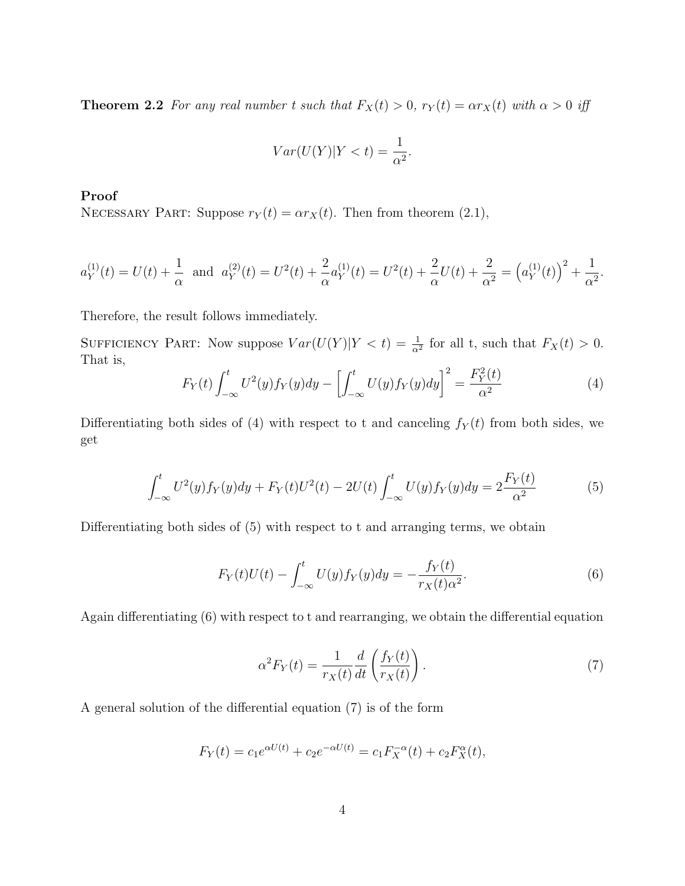**Theorem 2.2** *For any real number t such that $F_X(t) > 0$, $r_Y(t) = \alpha r_X(t)$ with $\alpha > 0$ iff*

$$Var(U(Y)|Y < t) = \frac{1}{\alpha^2}.$$

**Proof**

Necessary Part: Suppose $r_Y(t) = \alpha r_X(t)$. Then from theorem (2.1),

$$a_Y^{(1)}(t) = U(t) + \frac{1}{\alpha} \text{ and } a_Y^{(2)}(t) = U^2(t) + \frac{2}{\alpha} a_Y^{(1)}(t) = U^2(t) + \frac{2}{\alpha}U(t) + \frac{2}{\alpha^2} = \left(a_Y^{(1)}(t)\right)^2 + \frac{1}{\alpha^2}.$$

Therefore, the result follows immediately.

Sufficiency Part: Now suppose $Var(U(Y)|Y < t) = \frac{1}{\alpha^2}$ for all t, such that $F_X(t) > 0$. That is,

$$F_Y(t) \int_{-\infty}^{t} U^2(y) f_Y(y) dy - \left[\int_{-\infty}^{t} U(y) f_Y(y) dy\right]^2 = \frac{F_Y^2(t)}{\alpha^2} \tag{4}$$

Differentiating both sides of (4) with respect to t and canceling $f_Y(t)$ from both sides, we get

$$\int_{-\infty}^{t} U^2(y) f_Y(y) dy + F_Y(t) U^2(t) - 2U(t) \int_{-\infty}^{t} U(y) f_Y(y) dy = 2\frac{F_Y(t)}{\alpha^2} \tag{5}$$

Differentiating both sides of (5) with respect to t and arranging terms, we obtain

$$F_Y(t) U(t) - \int_{-\infty}^{t} U(y) f_Y(y) dy = -\frac{f_Y(t)}{r_X(t)\alpha^2}. \tag{6}$$

Again differentiating (6) with respect to t and rearranging, we obtain the differential equation

$$\alpha^2 F_Y(t) = \frac{1}{r_X(t)} \frac{d}{dt}\left(\frac{f_Y(t)}{r_X(t)}\right). \tag{7}$$

A general solution of the differential equation (7) is of the form

$$F_Y(t) = c_1 e^{\alpha U(t)} + c_2 e^{-\alpha U(t)} = c_1 F_X^{-\alpha}(t) + c_2 F_X^{\alpha}(t),$$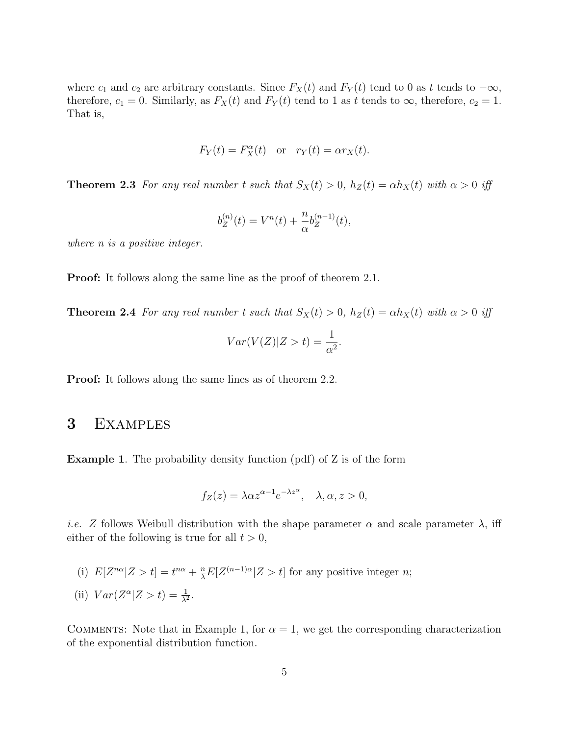where $c_1$ and $c_2$ are arbitrary constants. Since $F_X(t)$ and $F_Y(t)$ tend to 0 as $t$ tends to $-\infty$, therefore, $c_1 = 0$. Similarly, as $F_X(t)$ and $F_Y(t)$ tend to 1 as $t$ tends to $\infty$, therefore, $c_2 = 1$. That is,

$$F_Y(t) = F_X^{\alpha}(t) \quad \text{or} \quad r_Y(t) = \alpha r_X(t).$$

**Theorem 2.3** *For any real number $t$ such that $S_X(t) > 0$, $h_Z(t) = \alpha h_X(t)$ with $\alpha > 0$ iff*

$$b_Z^{(n)}(t) = V^n(t) + \frac{n}{\alpha} b_Z^{(n-1)}(t),$$

*where $n$ is a positive integer.*

**Proof:** It follows along the same line as the proof of theorem 2.1.

**Theorem 2.4** *For any real number $t$ such that $S_X(t) > 0$, $h_Z(t) = \alpha h_X(t)$ with $\alpha > 0$ iff*

$$Var(V(Z)|Z > t) = \frac{1}{\alpha^2}.$$

**Proof:** It follows along the same lines as of theorem 2.2.

# 3 Examples

**Example 1**. The probability density function (pdf) of Z is of the form

$$f_Z(z) = \lambda \alpha z^{\alpha - 1} e^{-\lambda z^{\alpha}}, \quad \lambda, \alpha, z > 0,$$

*i.e.* $Z$ follows Weibull distribution with the shape parameter $\alpha$ and scale parameter $\lambda$, iff either of the following is true for all $t > 0$,

(i) $E[Z^{n\alpha}|Z > t] = t^{n\alpha} + \frac{n}{\lambda} E[Z^{(n-1)\alpha}|Z > t]$ for any positive integer $n$;

(ii) $Var(Z^{\alpha}|Z > t) = \frac{1}{\lambda^2}$.

Comments: Note that in Example 1, for $\alpha = 1$, we get the corresponding characterization of the exponential distribution function.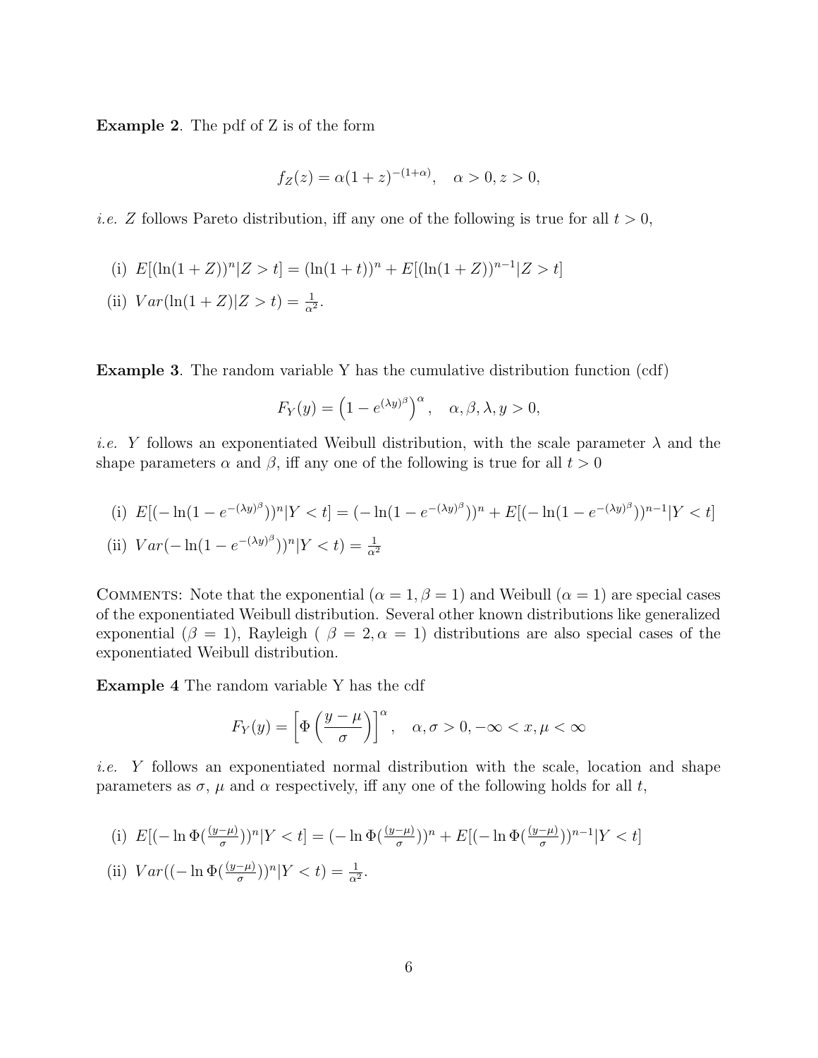**Example 2**. The pdf of Z is of the form

$$f_Z(z) = \alpha(1+z)^{-(1+\alpha)}, \quad \alpha > 0, z > 0,$$

*i.e.* $Z$ follows Pareto distribution, iff any one of the following is true for all $t > 0$,

(i) $E[(\ln(1+Z))^n | Z > t] = (\ln(1+t))^n + E[(\ln(1+Z))^{n-1} | Z > t]$

(ii) $Var(\ln(1+Z) | Z > t) = \frac{1}{\alpha^2}$.

**Example 3**. The random variable Y has the cumulative distribution function (cdf)

$$F_Y(y) = \left(1 - e^{(\lambda y)^\beta}\right)^\alpha, \quad \alpha, \beta, \lambda, y > 0,$$

*i.e.* $Y$ follows an exponentiated Weibull distribution, with the scale parameter $\lambda$ and the shape parameters $\alpha$ and $\beta$, iff any one of the following is true for all $t > 0$

(i) $E[(-\ln(1 - e^{-(\lambda y)^\beta}))^n | Y < t] = (-\ln(1 - e^{-(\lambda y)^\beta}))^n + E[(-\ln(1 - e^{-(\lambda y)^\beta}))^{n-1} | Y < t]$

(ii) $Var(-\ln(1 - e^{-(\lambda y)^\beta}))^n | Y < t) = \frac{1}{\alpha^2}$

Comments: Note that the exponential ($\alpha = 1, \beta = 1$) and Weibull ($\alpha = 1$) are special cases of the exponentiated Weibull distribution. Several other known distributions like generalized exponential ($\beta = 1$), Rayleigh ( $\beta = 2, \alpha = 1$) distributions are also special cases of the exponentiated Weibull distribution.

**Example 4** The random variable Y has the cdf

$$F_Y(y) = \left[\Phi\left(\frac{y-\mu}{\sigma}\right)\right]^\alpha, \quad \alpha, \sigma > 0, -\infty < x, \mu < \infty$$

*i.e.* $Y$ follows an exponentiated normal distribution with the scale, location and shape parameters as $\sigma$, $\mu$ and $\alpha$ respectively, iff any one of the following holds for all $t$,

(i) $E[(-\ln \Phi(\frac{(y-\mu)}{\sigma}))^n | Y < t] = (-\ln \Phi(\frac{(y-\mu)}{\sigma}))^n + E[(-\ln \Phi(\frac{(y-\mu)}{\sigma}))^{n-1} | Y < t]$

(ii) $Var((-\ln \Phi(\frac{(y-\mu)}{\sigma}))^n | Y < t) = \frac{1}{\alpha^2}$.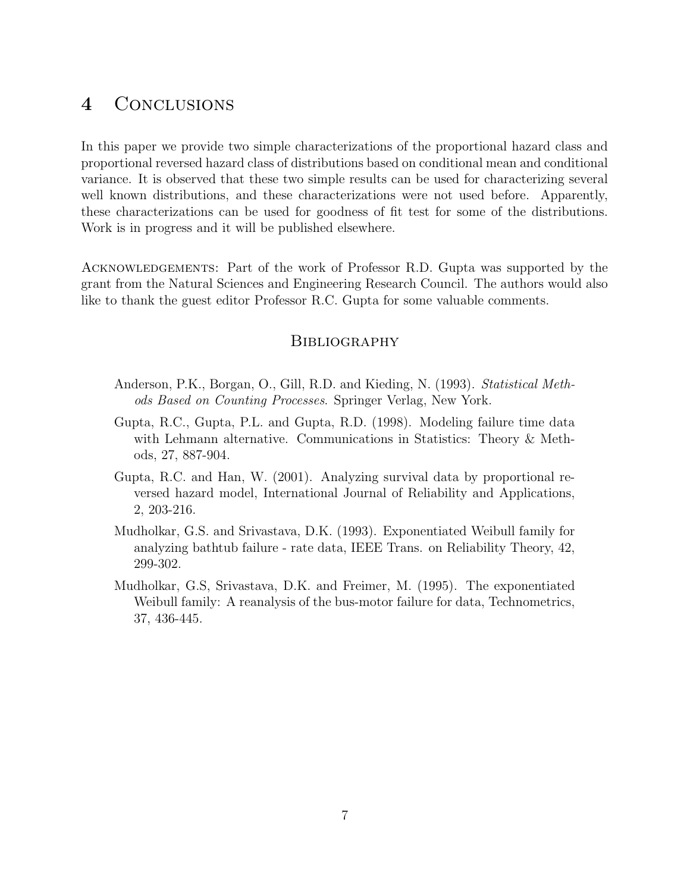## 4 Conclusions

In this paper we provide two simple characterizations of the proportional hazard class and proportional reversed hazard class of distributions based on conditional mean and conditional variance. It is observed that these two simple results can be used for characterizing several well known distributions, and these characterizations were not used before. Apparently, these characterizations can be used for goodness of fit test for some of the distributions. Work is in progress and it will be published elsewhere.

Acknowledgements: Part of the work of Professor R.D. Gupta was supported by the grant from the Natural Sciences and Engineering Research Council. The authors would also like to thank the guest editor Professor R.C. Gupta for some valuable comments.

### Bibliography

Anderson, P.K., Borgan, O., Gill, R.D. and Kieding, N. (1993). *Statistical Methods Based on Counting Processes*. Springer Verlag, New York.

Gupta, R.C., Gupta, P.L. and Gupta, R.D. (1998). Modeling failure time data with Lehmann alternative. Communications in Statistics: Theory & Methods, 27, 887-904.

Gupta, R.C. and Han, W. (2001). Analyzing survival data by proportional reversed hazard model, International Journal of Reliability and Applications, 2, 203-216.

Mudholkar, G.S. and Srivastava, D.K. (1993). Exponentiated Weibull family for analyzing bathtub failure - rate data, IEEE Trans. on Reliability Theory, 42, 299-302.

Mudholkar, G.S, Srivastava, D.K. and Freimer, M. (1995). The exponentiated Weibull family: A reanalysis of the bus-motor failure for data, Technometrics, 37, 436-445.